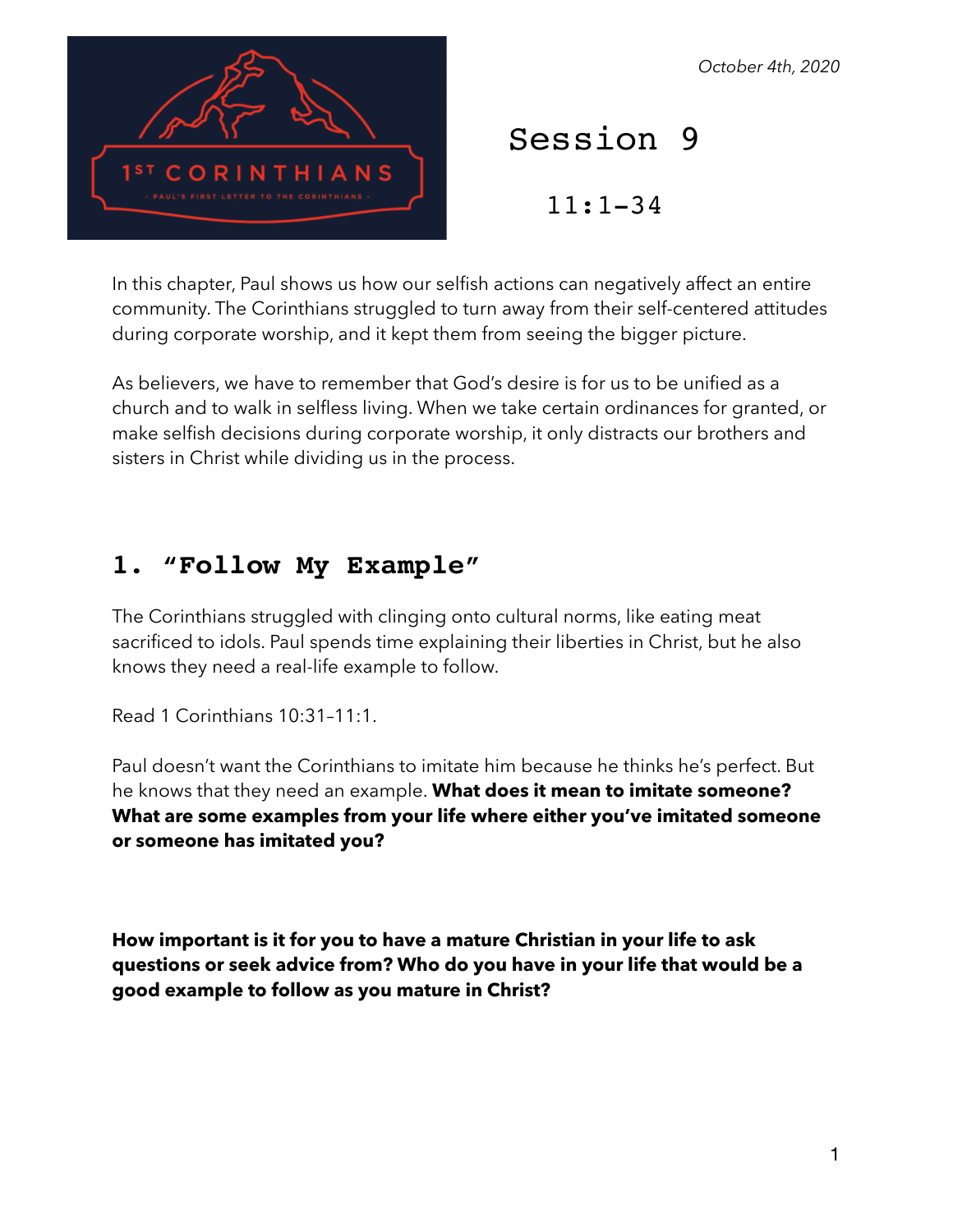*October 4th, 2020*

1ST CORINTHIANS

- PAUL'S FIRST LETTER TO THE CORINTHIANS -

# Session 9

## 11:1-34

In this chapter, Paul shows us how our selfish actions can negatively affect an entire community. The Corinthians struggled to turn away from their self-centered attitudes during corporate worship, and it kept them from seeing the bigger picture.

As believers, we have to remember that God's desire is for us to be unified as a church and to walk in selfless living. When we take certain ordinances for granted, or make selfish decisions during corporate worship, it only distracts our brothers and sisters in Christ while dividing us in the process.

## 1. "Follow My Example"

The Corinthians struggled with clinging onto cultural norms, like eating meat sacrificed to idols. Paul spends time explaining their liberties in Christ, but he also knows they need a real-life example to follow.

Read 1 Corinthians 10:31–11:1.

Paul doesn't want the Corinthians to imitate him because he thinks he's perfect. But he knows that they need an example. **What does it mean to imitate someone? What are some examples from your life where either you've imitated someone or someone has imitated you?**

**How important is it for you to have a mature Christian in your life to ask questions or seek advice from? Who do you have in your life that would be a good example to follow as you mature in Christ?**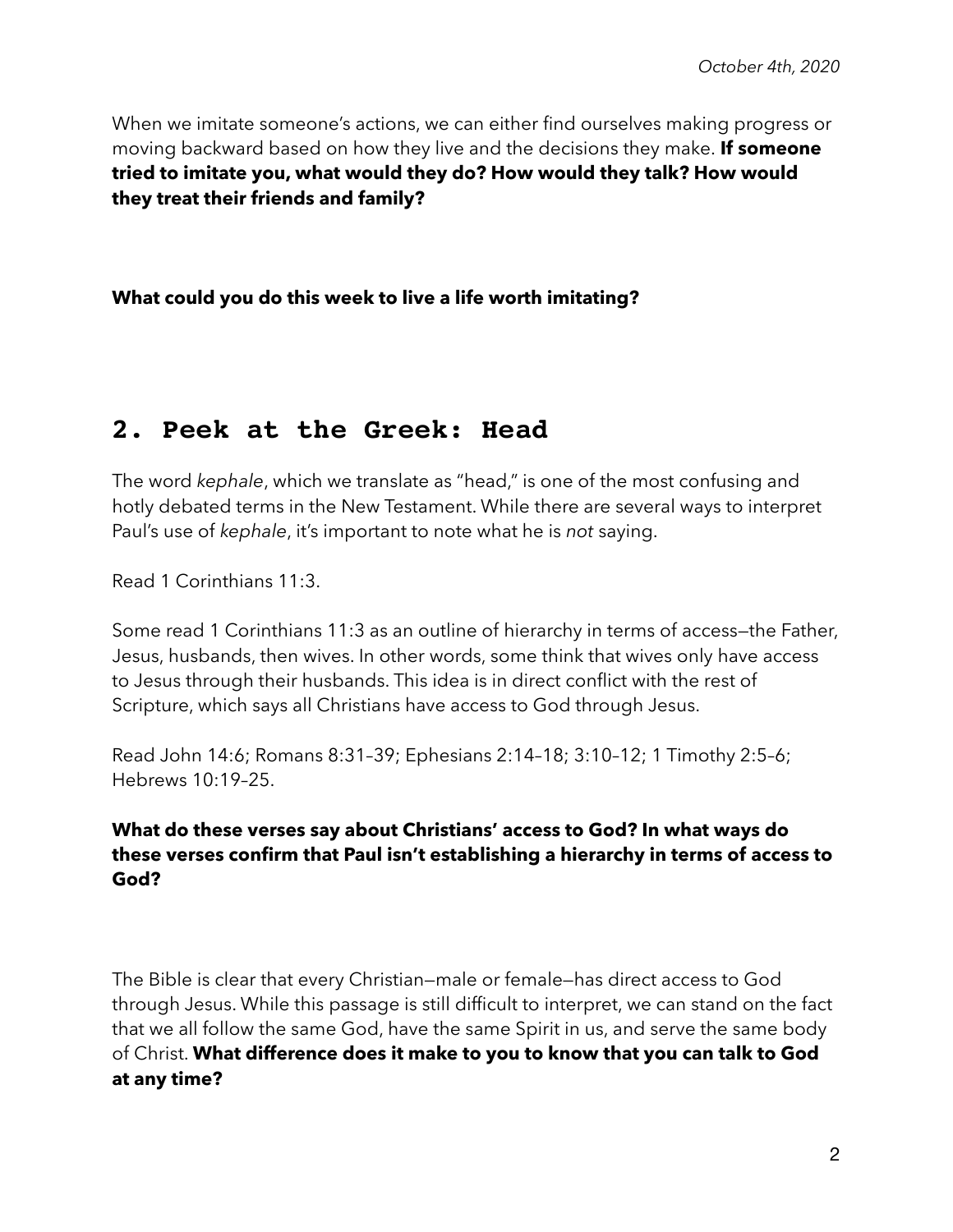When we imitate someone's actions, we can either find ourselves making progress or moving backward based on how they live and the decisions they make. **If someone tried to imitate you, what would they do? How would they talk? How would they treat their friends and family?**

**What could you do this week to live a life worth imitating?**

## 2. Peek at the Greek: Head

The word *kephale*, which we translate as "head," is one of the most confusing and hotly debated terms in the New Testament. While there are several ways to interpret Paul's use of *kephale*, it's important to note what he is *not* saying.

Read 1 Corinthians 11:3.

Some read 1 Corinthians 11:3 as an outline of hierarchy in terms of access—the Father, Jesus, husbands, then wives. In other words, some think that wives only have access to Jesus through their husbands. This idea is in direct conflict with the rest of Scripture, which says all Christians have access to God through Jesus.

Read John 14:6; Romans 8:31–39; Ephesians 2:14–18; 3:10–12; 1 Timothy 2:5–6; Hebrews 10:19–25.

**What do these verses say about Christians' access to God? In what ways do these verses confirm that Paul isn't establishing a hierarchy in terms of access to God?**

The Bible is clear that every Christian—male or female—has direct access to God through Jesus. While this passage is still difficult to interpret, we can stand on the fact that we all follow the same God, have the same Spirit in us, and serve the same body of Christ. **What difference does it make to you to know that you can talk to God at any time?**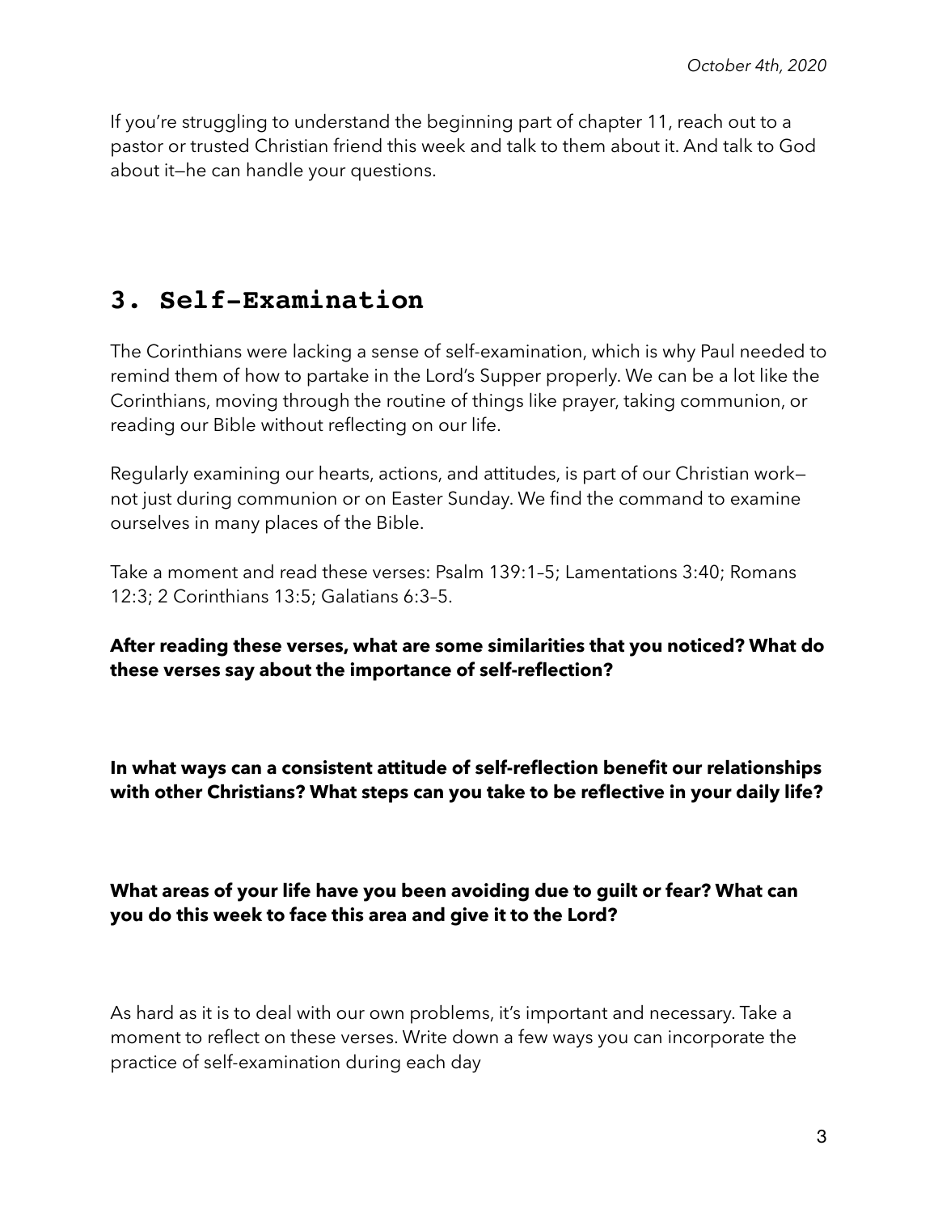If you're struggling to understand the beginning part of chapter 11, reach out to a pastor or trusted Christian friend this week and talk to them about it. And talk to God about it—he can handle your questions.

## 3. Self-Examination

The Corinthians were lacking a sense of self-examination, which is why Paul needed to remind them of how to partake in the Lord's Supper properly. We can be a lot like the Corinthians, moving through the routine of things like prayer, taking communion, or reading our Bible without reflecting on our life.

Regularly examining our hearts, actions, and attitudes, is part of our Christian work—not just during communion or on Easter Sunday. We find the command to examine ourselves in many places of the Bible.

Take a moment and read these verses: Psalm 139:1–5; Lamentations 3:40; Romans 12:3; 2 Corinthians 13:5; Galatians 6:3–5.

**After reading these verses, what are some similarities that you noticed? What do these verses say about the importance of self-reflection?**

**In what ways can a consistent attitude of self-reflection benefit our relationships with other Christians? What steps can you take to be reflective in your daily life?**

**What areas of your life have you been avoiding due to guilt or fear? What can you do this week to face this area and give it to the Lord?**

As hard as it is to deal with our own problems, it's important and necessary. Take a moment to reflect on these verses. Write down a few ways you can incorporate the practice of self-examination during each day